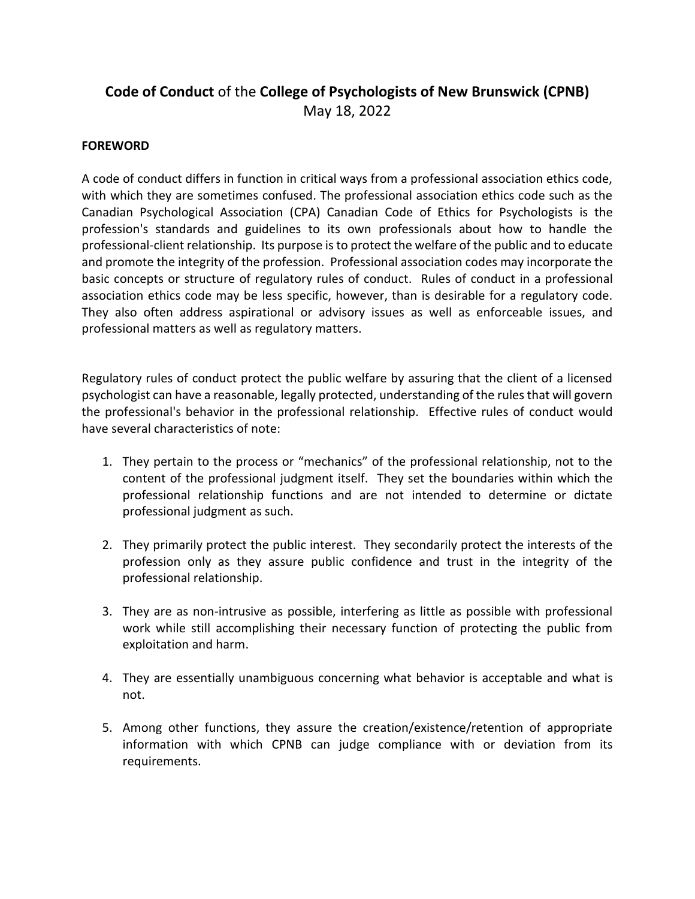# **Code of Conduct** of the **College of Psychologists of New Brunswick (CPNB)**

May 18, 2022

## FOREWORD

A code of conduct differs in function in critical ways from a professional association ethics code, with which they are sometimes confused. The professional association ethics code such as the Canadian Psychological Association (CPA) Canadian Code of Ethics for Psychologists is the profession's standards and guidelines to its own professionals about how to handle the professional-client relationship. Its purpose is to protect the welfare of the public and to educate and promote the integrity of the profession. Professional association codes may incorporate the basic concepts or structure of regulatory rules of conduct. Rules of conduct in a professional association ethics code may be less specific, however, than is desirable for a regulatory code. They also often address aspirational or advisory issues as well as enforceable issues, and professional matters as well as regulatory matters.

Regulatory rules of conduct protect the public welfare by assuring that the client of a licensed psychologist can have a reasonable, legally protected, understanding of the rules that will govern the professional's behavior in the professional relationship. Effective rules of conduct would have several characteristics of note:

1. They pertain to the process or "mechanics" of the professional relationship, not to the content of the professional judgment itself. They set the boundaries within which the professional relationship functions and are not intended to determine or dictate professional judgment as such.

2. They primarily protect the public interest. They secondarily protect the interests of the profession only as they assure public confidence and trust in the integrity of the professional relationship.

3. They are as non-intrusive as possible, interfering as little as possible with professional work while still accomplishing their necessary function of protecting the public from exploitation and harm.

4. They are essentially unambiguous concerning what behavior is acceptable and what is not.

5. Among other functions, they assure the creation/existence/retention of appropriate information with which CPNB can judge compliance with or deviation from its requirements.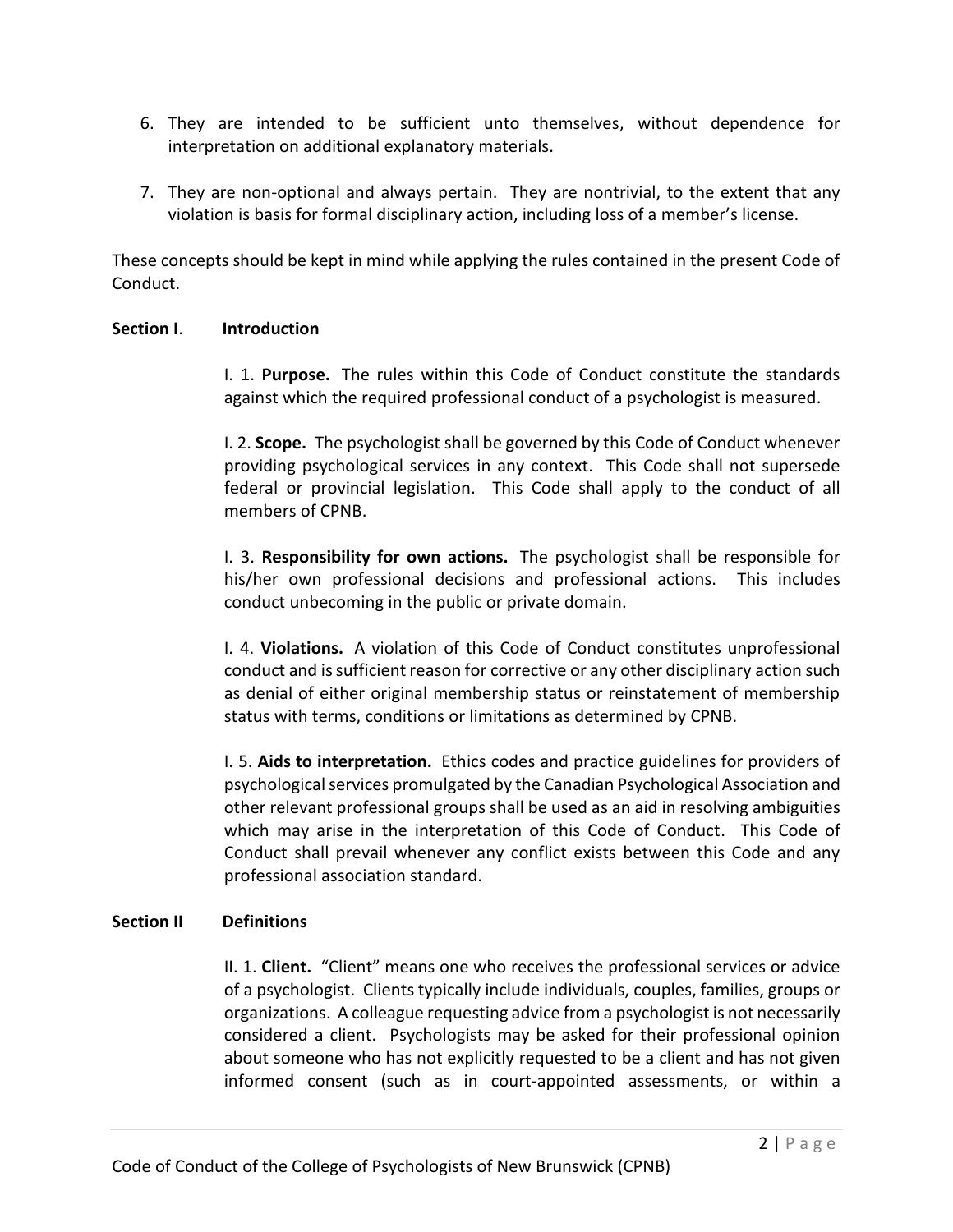6. They are intended to be sufficient unto themselves, without dependence for interpretation on additional explanatory materials.

7. They are non-optional and always pertain. They are nontrivial, to the extent that any violation is basis for formal disciplinary action, including loss of a member's license.

These concepts should be kept in mind while applying the rules contained in the present Code of Conduct.

## Section I. Introduction

I. 1. **Purpose.** The rules within this Code of Conduct constitute the standards against which the required professional conduct of a psychologist is measured.

I. 2. **Scope.** The psychologist shall be governed by this Code of Conduct whenever providing psychological services in any context. This Code shall not supersede federal or provincial legislation. This Code shall apply to the conduct of all members of CPNB.

I. 3. **Responsibility for own actions.** The psychologist shall be responsible for his/her own professional decisions and professional actions. This includes conduct unbecoming in the public or private domain.

I. 4. **Violations.** A violation of this Code of Conduct constitutes unprofessional conduct and is sufficient reason for corrective or any other disciplinary action such as denial of either original membership status or reinstatement of membership status with terms, conditions or limitations as determined by CPNB.

I. 5. **Aids to interpretation.** Ethics codes and practice guidelines for providers of psychological services promulgated by the Canadian Psychological Association and other relevant professional groups shall be used as an aid in resolving ambiguities which may arise in the interpretation of this Code of Conduct. This Code of Conduct shall prevail whenever any conflict exists between this Code and any professional association standard.

## Section II Definitions

II. 1. **Client.** "Client" means one who receives the professional services or advice of a psychologist. Clients typically include individuals, couples, families, groups or organizations. A colleague requesting advice from a psychologist is not necessarily considered a client. Psychologists may be asked for their professional opinion about someone who has not explicitly requested to be a client and has not given informed consent (such as in court-appointed assessments, or within a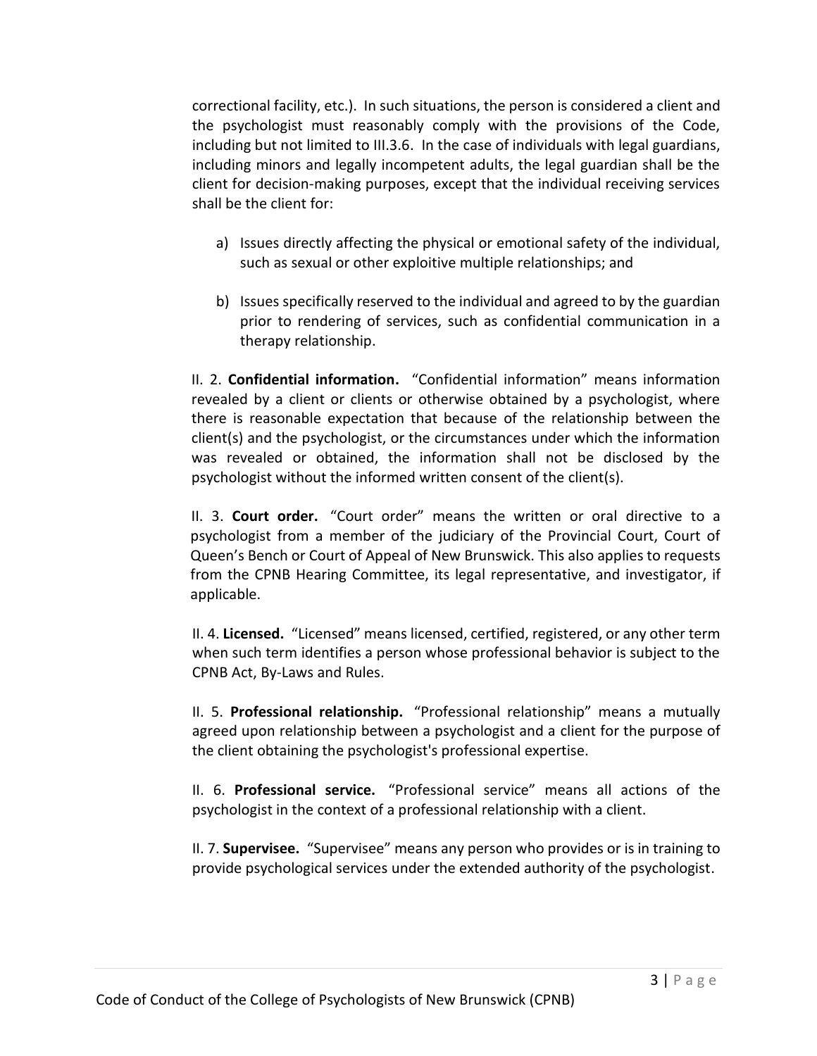correctional facility, etc.). In such situations, the person is considered a client and the psychologist must reasonably comply with the provisions of the Code, including but not limited to III.3.6. In the case of individuals with legal guardians, including minors and legally incompetent adults, the legal guardian shall be the client for decision-making purposes, except that the individual receiving services shall be the client for:

a) Issues directly affecting the physical or emotional safety of the individual, such as sexual or other exploitive multiple relationships; and

b) Issues specifically reserved to the individual and agreed to by the guardian prior to rendering of services, such as confidential communication in a therapy relationship.

II. 2. **Confidential information.** "Confidential information" means information revealed by a client or clients or otherwise obtained by a psychologist, where there is reasonable expectation that because of the relationship between the client(s) and the psychologist, or the circumstances under which the information was revealed or obtained, the information shall not be disclosed by the psychologist without the informed written consent of the client(s).

II. 3. **Court order.** "Court order" means the written or oral directive to a psychologist from a member of the judiciary of the Provincial Court, Court of Queen's Bench or Court of Appeal of New Brunswick. This also applies to requests from the CPNB Hearing Committee, its legal representative, and investigator, if applicable.

II. 4. **Licensed.** "Licensed" means licensed, certified, registered, or any other term when such term identifies a person whose professional behavior is subject to the CPNB Act, By-Laws and Rules.

II. 5. **Professional relationship.** "Professional relationship" means a mutually agreed upon relationship between a psychologist and a client for the purpose of the client obtaining the psychologist's professional expertise.

II. 6. **Professional service.** "Professional service" means all actions of the psychologist in the context of a professional relationship with a client.

II. 7. **Supervisee.** "Supervisee" means any person who provides or is in training to provide psychological services under the extended authority of the psychologist.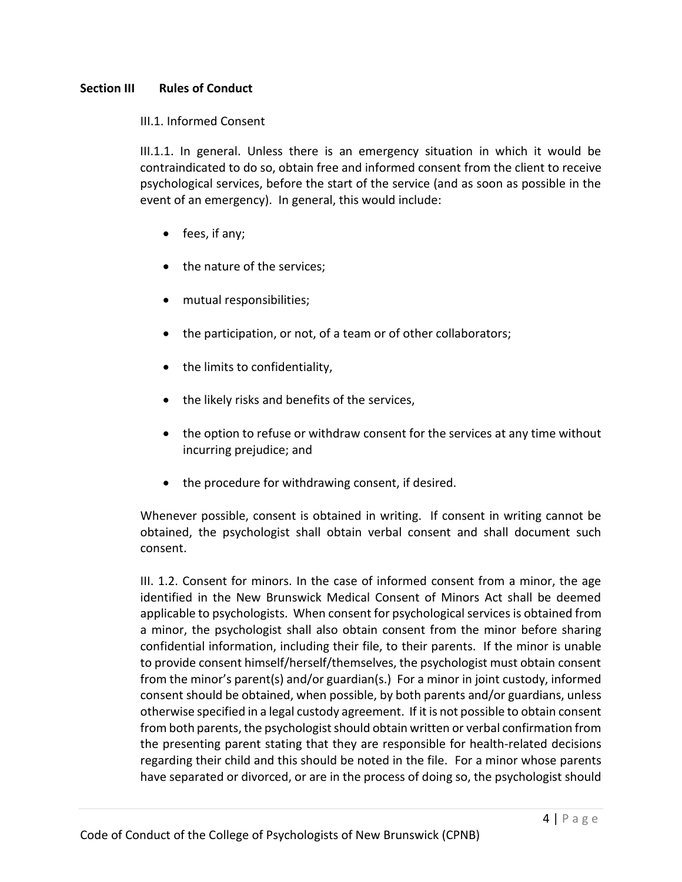## Section III Rules of Conduct

### III.1. Informed Consent

III.1.1. In general. Unless there is an emergency situation in which it would be contraindicated to do so, obtain free and informed consent from the client to receive psychological services, before the start of the service (and as soon as possible in the event of an emergency). In general, this would include:

- fees, if any;
- the nature of the services;
- mutual responsibilities;
- the participation, or not, of a team or of other collaborators;
- the limits to confidentiality,
- the likely risks and benefits of the services,
- the option to refuse or withdraw consent for the services at any time without incurring prejudice; and
- the procedure for withdrawing consent, if desired.

Whenever possible, consent is obtained in writing. If consent in writing cannot be obtained, the psychologist shall obtain verbal consent and shall document such consent.

III. 1.2. Consent for minors. In the case of informed consent from a minor, the age identified in the New Brunswick Medical Consent of Minors Act shall be deemed applicable to psychologists. When consent for psychological services is obtained from a minor, the psychologist shall also obtain consent from the minor before sharing confidential information, including their file, to their parents. If the minor is unable to provide consent himself/herself/themselves, the psychologist must obtain consent from the minor's parent(s) and/or guardian(s.) For a minor in joint custody, informed consent should be obtained, when possible, by both parents and/or guardians, unless otherwise specified in a legal custody agreement. If it is not possible to obtain consent from both parents, the psychologist should obtain written or verbal confirmation from the presenting parent stating that they are responsible for health-related decisions regarding their child and this should be noted in the file. For a minor whose parents have separated or divorced, or are in the process of doing so, the psychologist should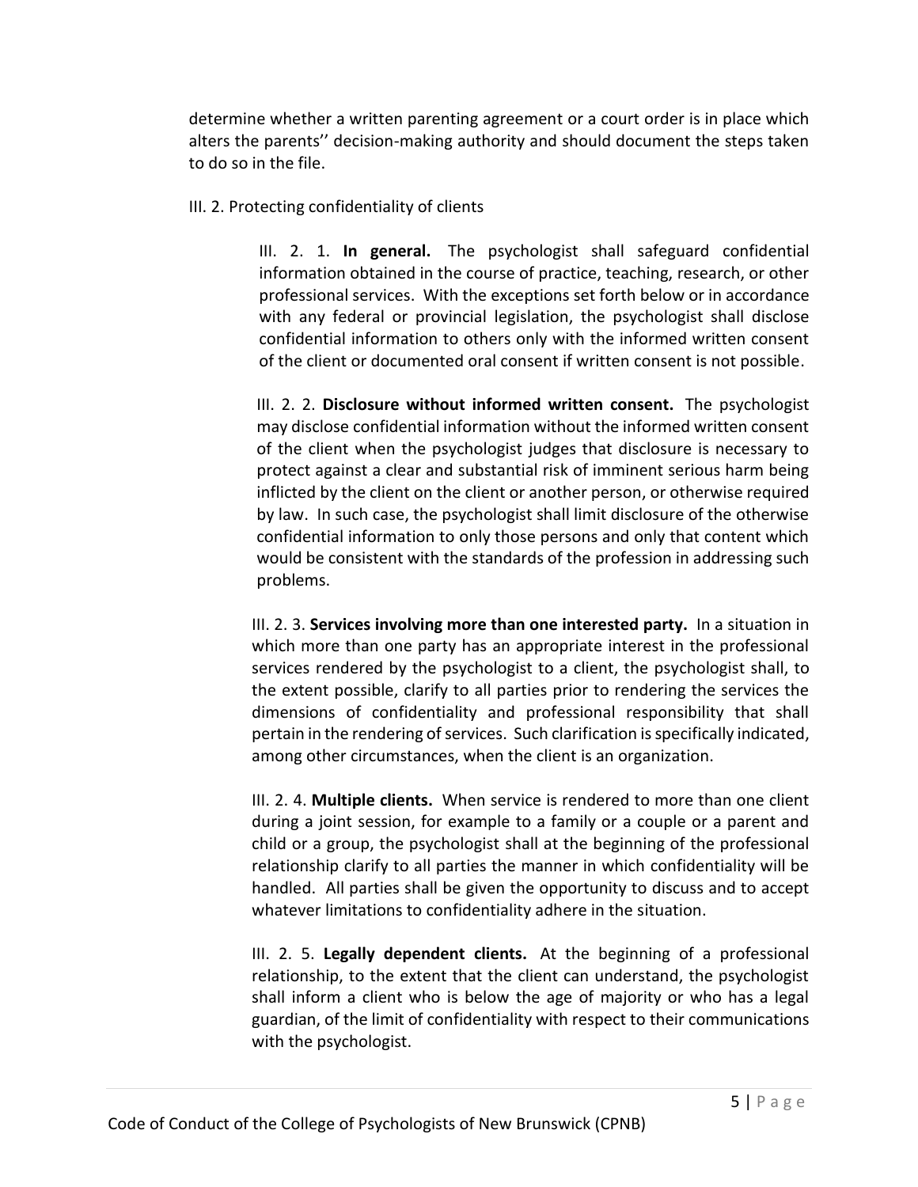determine whether a written parenting agreement or a court order is in place which alters the parents'' decision-making authority and should document the steps taken to do so in the file.

III. 2. Protecting confidentiality of clients

III. 2. 1. **In general.** The psychologist shall safeguard confidential information obtained in the course of practice, teaching, research, or other professional services. With the exceptions set forth below or in accordance with any federal or provincial legislation, the psychologist shall disclose confidential information to others only with the informed written consent of the client or documented oral consent if written consent is not possible.

III. 2. 2. **Disclosure without informed written consent.** The psychologist may disclose confidential information without the informed written consent of the client when the psychologist judges that disclosure is necessary to protect against a clear and substantial risk of imminent serious harm being inflicted by the client on the client or another person, or otherwise required by law. In such case, the psychologist shall limit disclosure of the otherwise confidential information to only those persons and only that content which would be consistent with the standards of the profession in addressing such problems.

III. 2. 3. **Services involving more than one interested party.** In a situation in which more than one party has an appropriate interest in the professional services rendered by the psychologist to a client, the psychologist shall, to the extent possible, clarify to all parties prior to rendering the services the dimensions of confidentiality and professional responsibility that shall pertain in the rendering of services. Such clarification is specifically indicated, among other circumstances, when the client is an organization.

III. 2. 4. **Multiple clients.** When service is rendered to more than one client during a joint session, for example to a family or a couple or a parent and child or a group, the psychologist shall at the beginning of the professional relationship clarify to all parties the manner in which confidentiality will be handled. All parties shall be given the opportunity to discuss and to accept whatever limitations to confidentiality adhere in the situation.

III. 2. 5. **Legally dependent clients.** At the beginning of a professional relationship, to the extent that the client can understand, the psychologist shall inform a client who is below the age of majority or who has a legal guardian, of the limit of confidentiality with respect to their communications with the psychologist.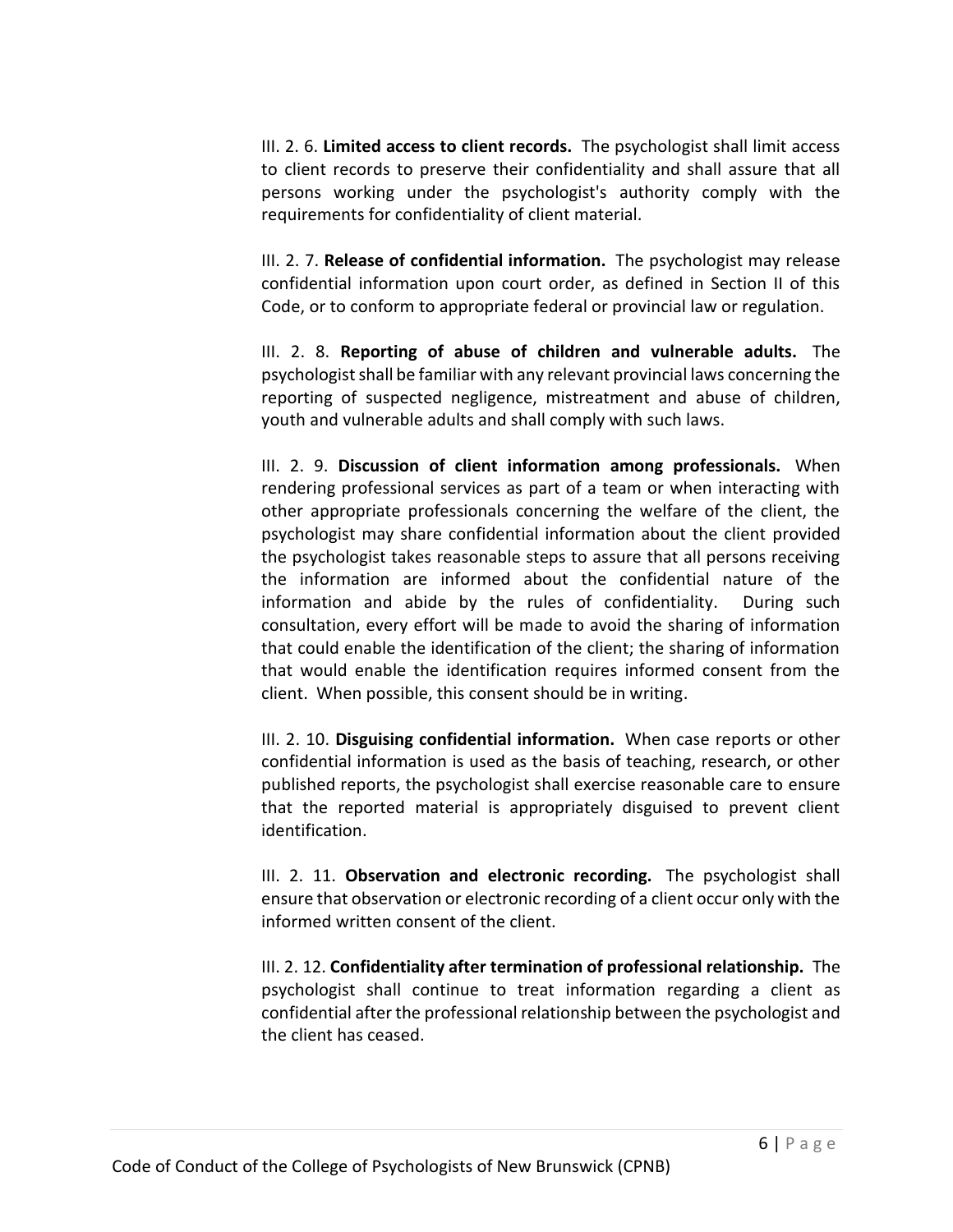III. 2. 6. **Limited access to client records.** The psychologist shall limit access to client records to preserve their confidentiality and shall assure that all persons working under the psychologist's authority comply with the requirements for confidentiality of client material.

III. 2. 7. **Release of confidential information.** The psychologist may release confidential information upon court order, as defined in Section II of this Code, or to conform to appropriate federal or provincial law or regulation.

III. 2. 8. **Reporting of abuse of children and vulnerable adults.** The psychologist shall be familiar with any relevant provincial laws concerning the reporting of suspected negligence, mistreatment and abuse of children, youth and vulnerable adults and shall comply with such laws.

III. 2. 9. **Discussion of client information among professionals.** When rendering professional services as part of a team or when interacting with other appropriate professionals concerning the welfare of the client, the psychologist may share confidential information about the client provided the psychologist takes reasonable steps to assure that all persons receiving the information are informed about the confidential nature of the information and abide by the rules of confidentiality. During such consultation, every effort will be made to avoid the sharing of information that could enable the identification of the client; the sharing of information that would enable the identification requires informed consent from the client. When possible, this consent should be in writing.

III. 2. 10. **Disguising confidential information.** When case reports or other confidential information is used as the basis of teaching, research, or other published reports, the psychologist shall exercise reasonable care to ensure that the reported material is appropriately disguised to prevent client identification.

III. 2. 11. **Observation and electronic recording.** The psychologist shall ensure that observation or electronic recording of a client occur only with the informed written consent of the client.

III. 2. 12. **Confidentiality after termination of professional relationship.** The psychologist shall continue to treat information regarding a client as confidential after the professional relationship between the psychologist and the client has ceased.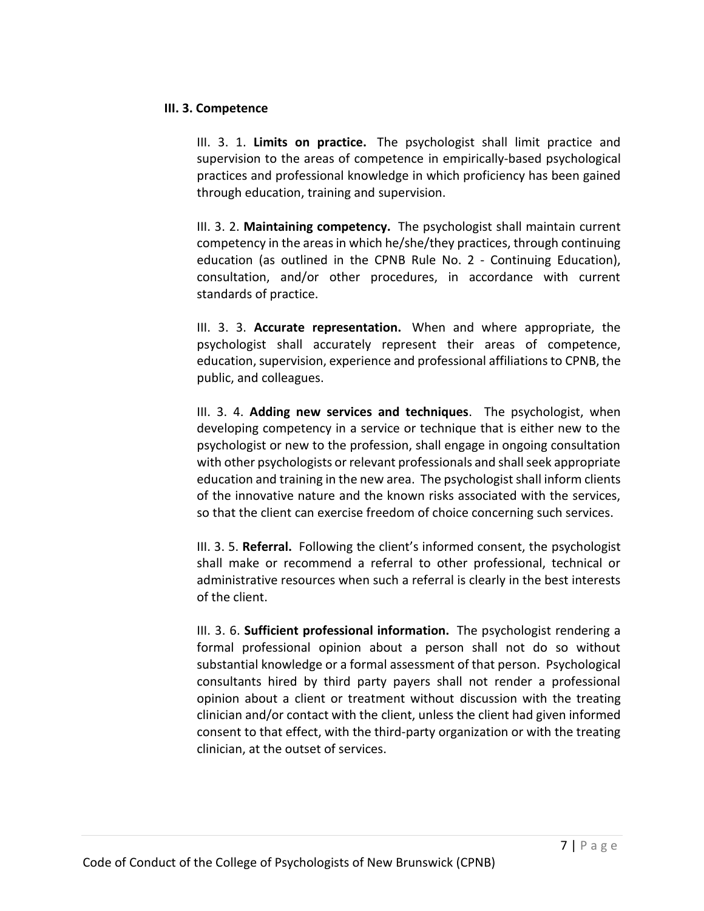### III. 3. Competence

III. 3. 1. **Limits on practice.** The psychologist shall limit practice and supervision to the areas of competence in empirically-based psychological practices and professional knowledge in which proficiency has been gained through education, training and supervision.

III. 3. 2. **Maintaining competency.** The psychologist shall maintain current competency in the areas in which he/she/they practices, through continuing education (as outlined in the CPNB Rule No. 2 - Continuing Education), consultation, and/or other procedures, in accordance with current standards of practice.

III. 3. 3. **Accurate representation.** When and where appropriate, the psychologist shall accurately represent their areas of competence, education, supervision, experience and professional affiliations to CPNB, the public, and colleagues.

III. 3. 4. **Adding new services and techniques**. The psychologist, when developing competency in a service or technique that is either new to the psychologist or new to the profession, shall engage in ongoing consultation with other psychologists or relevant professionals and shall seek appropriate education and training in the new area. The psychologist shall inform clients of the innovative nature and the known risks associated with the services, so that the client can exercise freedom of choice concerning such services.

III. 3. 5. **Referral.** Following the client's informed consent, the psychologist shall make or recommend a referral to other professional, technical or administrative resources when such a referral is clearly in the best interests of the client.

III. 3. 6. **Sufficient professional information.** The psychologist rendering a formal professional opinion about a person shall not do so without substantial knowledge or a formal assessment of that person. Psychological consultants hired by third party payers shall not render a professional opinion about a client or treatment without discussion with the treating clinician and/or contact with the client, unless the client had given informed consent to that effect, with the third-party organization or with the treating clinician, at the outset of services.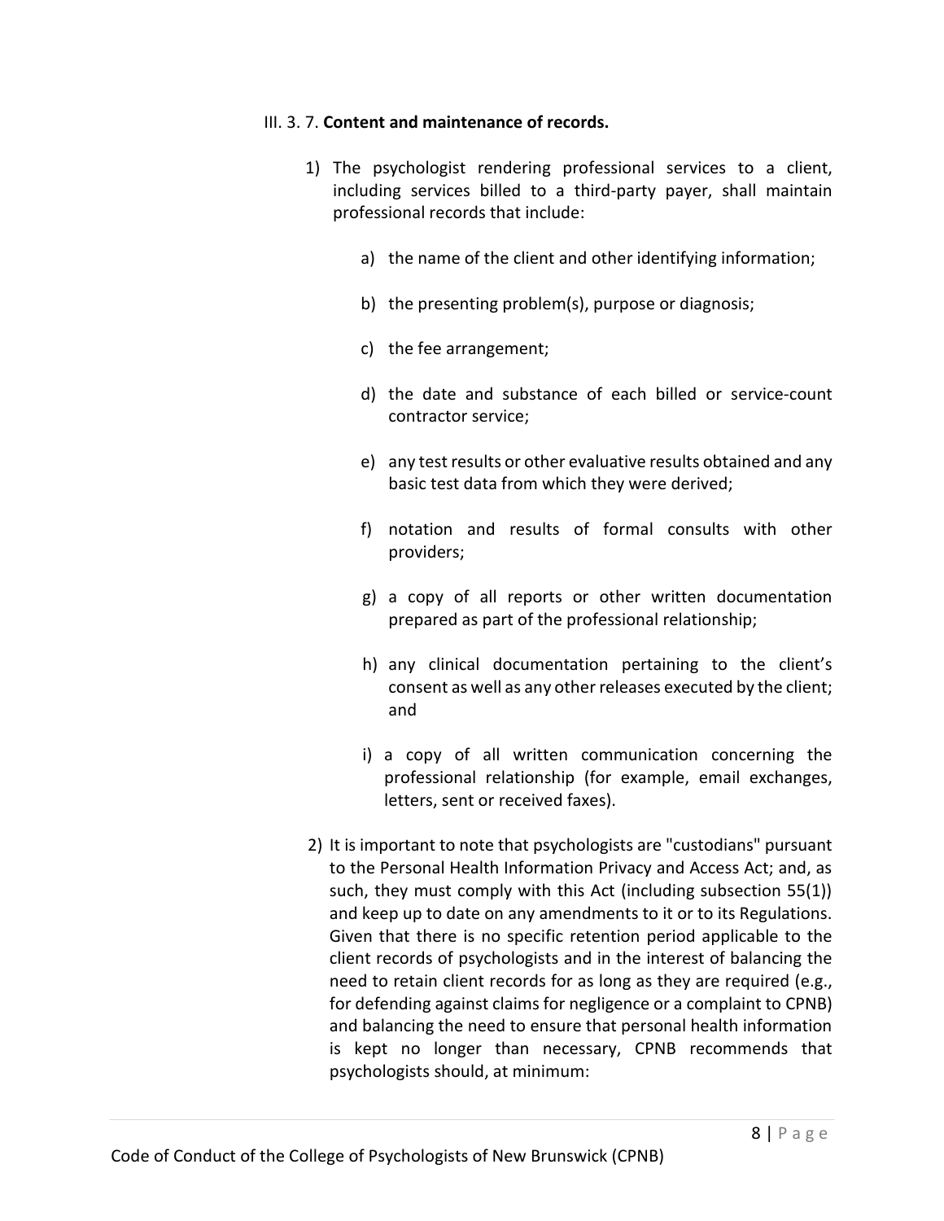III. 3. 7. **Content and maintenance of records.**

1) The psychologist rendering professional services to a client, including services billed to a third-party payer, shall maintain professional records that include:

   a) the name of the client and other identifying information;

   b) the presenting problem(s), purpose or diagnosis;

   c) the fee arrangement;

   d) the date and substance of each billed or service-count contractor service;

   e) any test results or other evaluative results obtained and any basic test data from which they were derived;

   f) notation and results of formal consults with other providers;

   g) a copy of all reports or other written documentation prepared as part of the professional relationship;

   h) any clinical documentation pertaining to the client's consent as well as any other releases executed by the client; and

   i) a copy of all written communication concerning the professional relationship (for example, email exchanges, letters, sent or received faxes).

2) It is important to note that psychologists are "custodians" pursuant to the Personal Health Information Privacy and Access Act; and, as such, they must comply with this Act (including subsection 55(1)) and keep up to date on any amendments to it or to its Regulations. Given that there is no specific retention period applicable to the client records of psychologists and in the interest of balancing the need to retain client records for as long as they are required (e.g., for defending against claims for negligence or a complaint to CPNB) and balancing the need to ensure that personal health information is kept no longer than necessary, CPNB recommends that psychologists should, at minimum: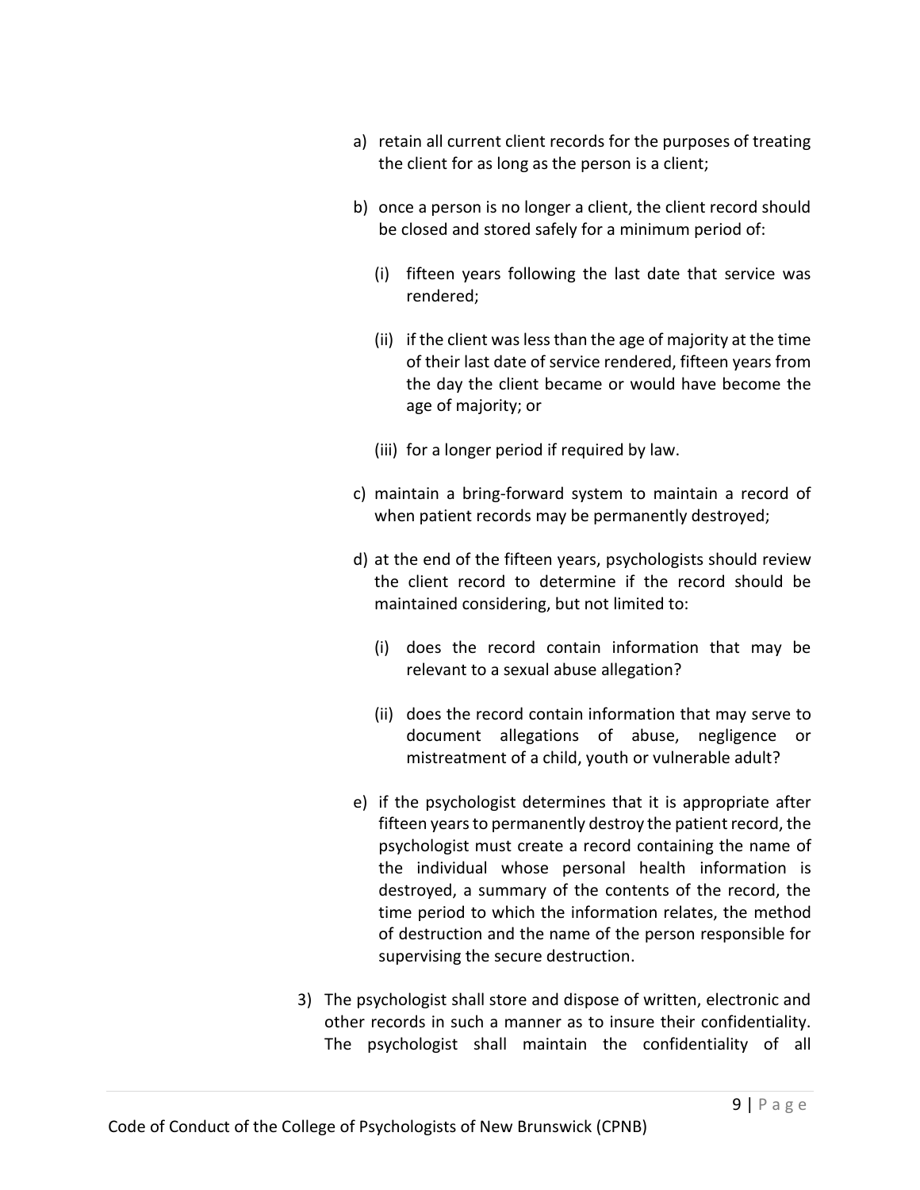a) retain all current client records for the purposes of treating the client for as long as the person is a client;

b) once a person is no longer a client, the client record should be closed and stored safely for a minimum period of:

   (i) fifteen years following the last date that service was rendered;

   (ii) if the client was less than the age of majority at the time of their last date of service rendered, fifteen years from the day the client became or would have become the age of majority; or

   (iii) for a longer period if required by law.

c) maintain a bring-forward system to maintain a record of when patient records may be permanently destroyed;

d) at the end of the fifteen years, psychologists should review the client record to determine if the record should be maintained considering, but not limited to:

   (i) does the record contain information that may be relevant to a sexual abuse allegation?

   (ii) does the record contain information that may serve to document allegations of abuse, negligence or mistreatment of a child, youth or vulnerable adult?

e) if the psychologist determines that it is appropriate after fifteen years to permanently destroy the patient record, the psychologist must create a record containing the name of the individual whose personal health information is destroyed, a summary of the contents of the record, the time period to which the information relates, the method of destruction and the name of the person responsible for supervising the secure destruction.

3) The psychologist shall store and dispose of written, electronic and other records in such a manner as to insure their confidentiality. The psychologist shall maintain the confidentiality of all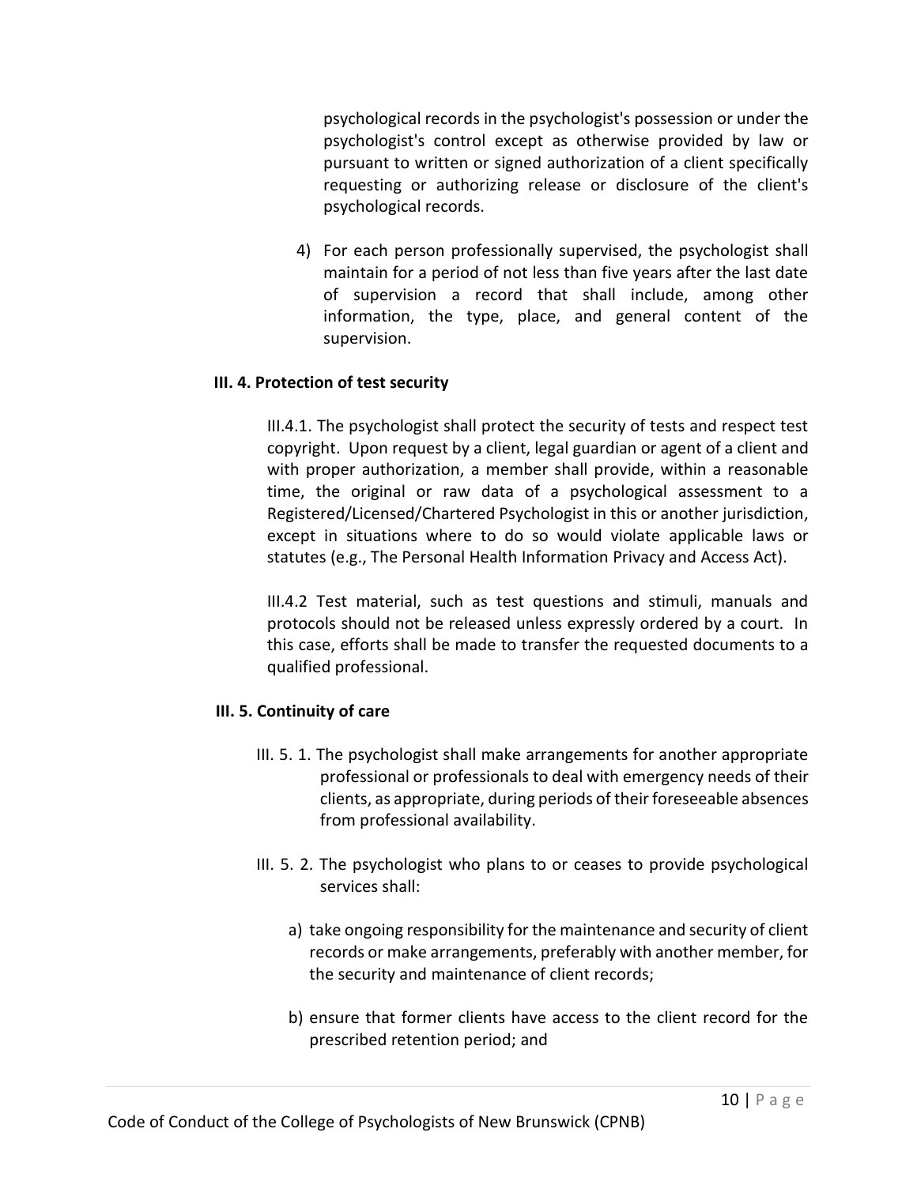psychological records in the psychologist's possession or under the psychologist's control except as otherwise provided by law or pursuant to written or signed authorization of a client specifically requesting or authorizing release or disclosure of the client's psychological records.

4) For each person professionally supervised, the psychologist shall maintain for a period of not less than five years after the last date of supervision a record that shall include, among other information, the type, place, and general content of the supervision.

**III. 4. Protection of test security**

III.4.1. The psychologist shall protect the security of tests and respect test copyright. Upon request by a client, legal guardian or agent of a client and with proper authorization, a member shall provide, within a reasonable time, the original or raw data of a psychological assessment to a Registered/Licensed/Chartered Psychologist in this or another jurisdiction, except in situations where to do so would violate applicable laws or statutes (e.g., The Personal Health Information Privacy and Access Act).

III.4.2 Test material, such as test questions and stimuli, manuals and protocols should not be released unless expressly ordered by a court. In this case, efforts shall be made to transfer the requested documents to a qualified professional.

**III. 5. Continuity of care**

III. 5. 1. The psychologist shall make arrangements for another appropriate professional or professionals to deal with emergency needs of their clients, as appropriate, during periods of their foreseeable absences from professional availability.

III. 5. 2. The psychologist who plans to or ceases to provide psychological services shall:

a) take ongoing responsibility for the maintenance and security of client records or make arrangements, preferably with another member, for the security and maintenance of client records;

b) ensure that former clients have access to the client record for the prescribed retention period; and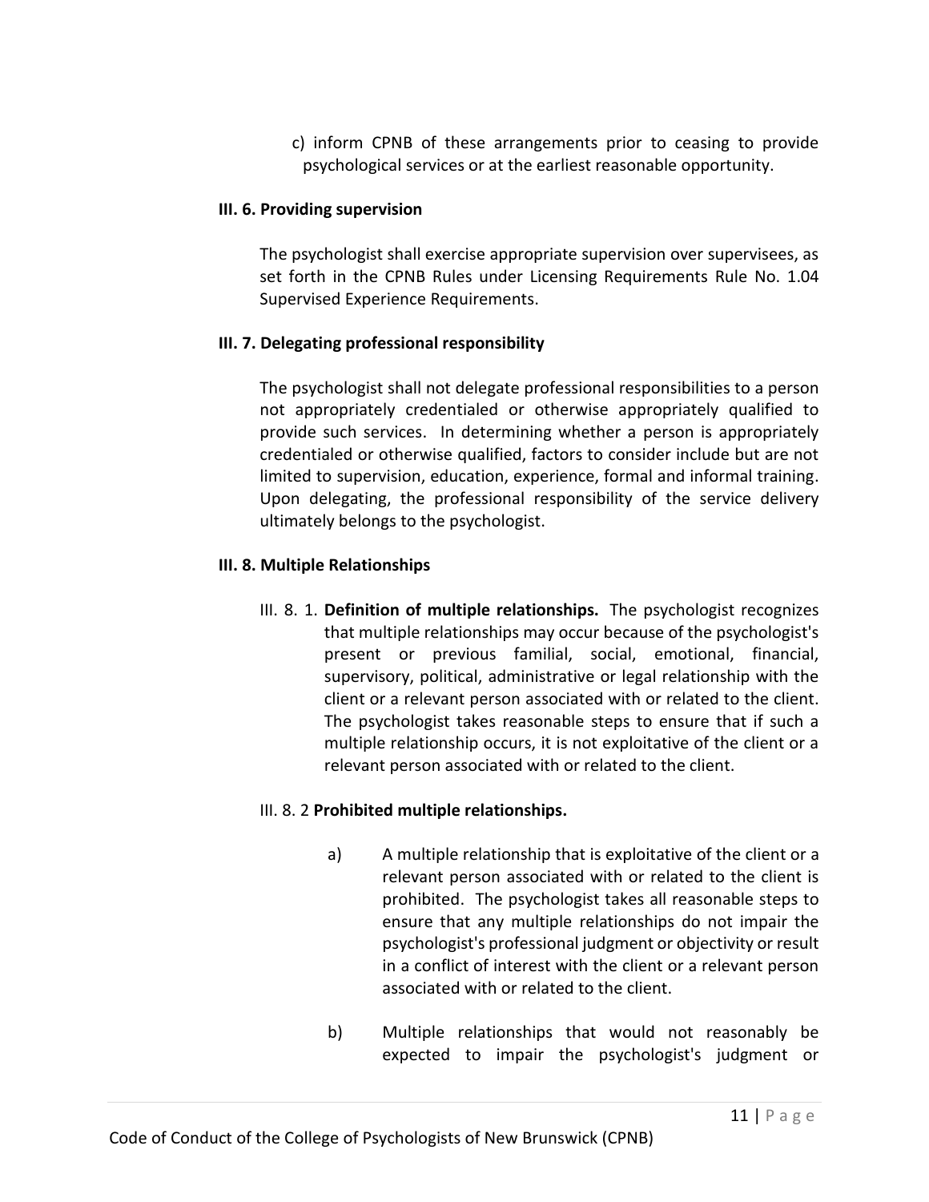c) inform CPNB of these arrangements prior to ceasing to provide psychological services or at the earliest reasonable opportunity.

**III. 6. Providing supervision**

The psychologist shall exercise appropriate supervision over supervisees, as set forth in the CPNB Rules under Licensing Requirements Rule No. 1.04 Supervised Experience Requirements.

**III. 7. Delegating professional responsibility**

The psychologist shall not delegate professional responsibilities to a person not appropriately credentialed or otherwise appropriately qualified to provide such services. In determining whether a person is appropriately credentialed or otherwise qualified, factors to consider include but are not limited to supervision, education, experience, formal and informal training. Upon delegating, the professional responsibility of the service delivery ultimately belongs to the psychologist.

**III. 8. Multiple Relationships**

III. 8. 1. **Definition of multiple relationships.** The psychologist recognizes that multiple relationships may occur because of the psychologist's present or previous familial, social, emotional, financial, supervisory, political, administrative or legal relationship with the client or a relevant person associated with or related to the client. The psychologist takes reasonable steps to ensure that if such a multiple relationship occurs, it is not exploitative of the client or a relevant person associated with or related to the client.

III. 8. 2 **Prohibited multiple relationships.**

a) A multiple relationship that is exploitative of the client or a relevant person associated with or related to the client is prohibited. The psychologist takes all reasonable steps to ensure that any multiple relationships do not impair the psychologist's professional judgment or objectivity or result in a conflict of interest with the client or a relevant person associated with or related to the client.

b) Multiple relationships that would not reasonably be expected to impair the psychologist's judgment or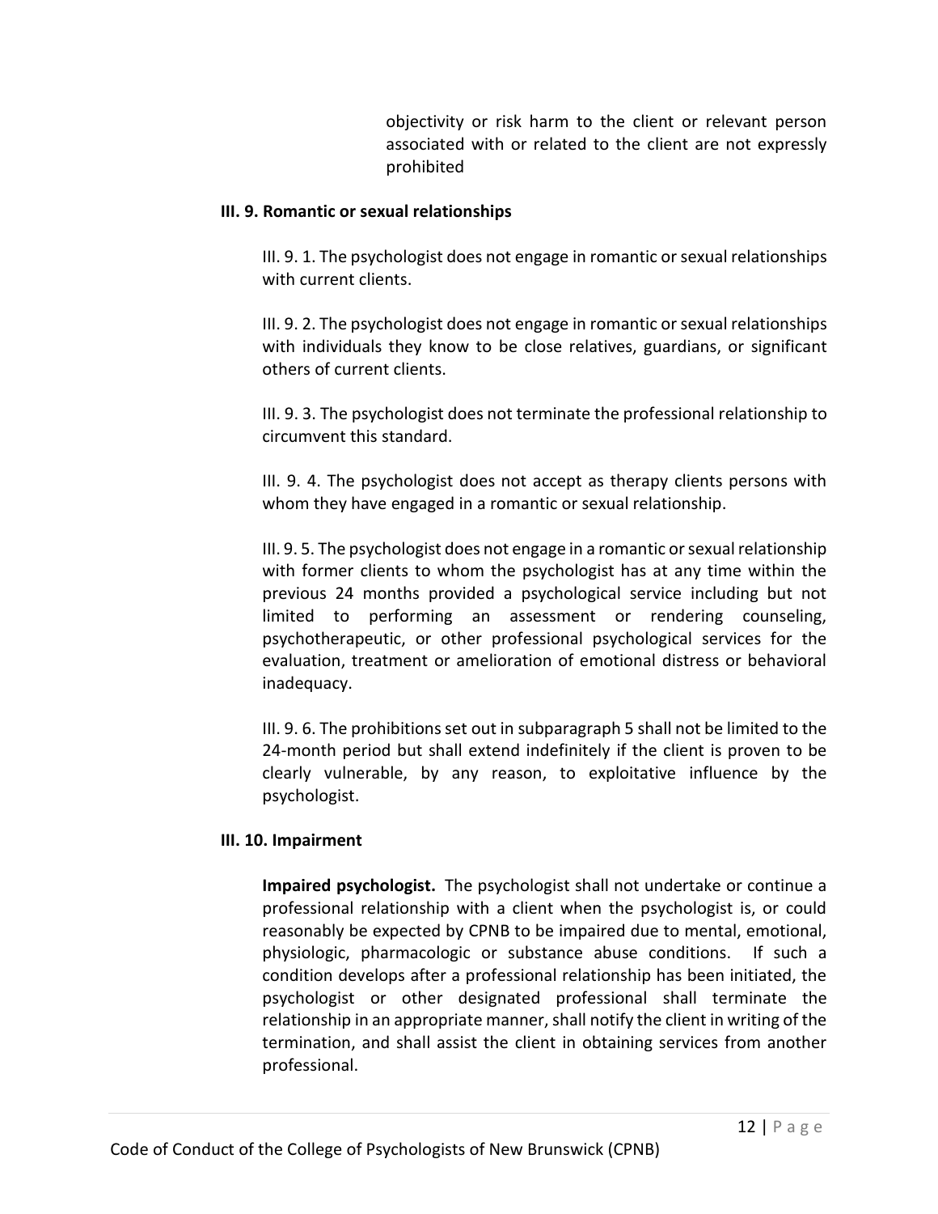objectivity or risk harm to the client or relevant person associated with or related to the client are not expressly prohibited

**III. 9. Romantic or sexual relationships**

III. 9. 1. The psychologist does not engage in romantic or sexual relationships with current clients.

III. 9. 2. The psychologist does not engage in romantic or sexual relationships with individuals they know to be close relatives, guardians, or significant others of current clients.

III. 9. 3. The psychologist does not terminate the professional relationship to circumvent this standard.

III. 9. 4. The psychologist does not accept as therapy clients persons with whom they have engaged in a romantic or sexual relationship.

III. 9. 5. The psychologist does not engage in a romantic or sexual relationship with former clients to whom the psychologist has at any time within the previous 24 months provided a psychological service including but not limited to performing an assessment or rendering counseling, psychotherapeutic, or other professional psychological services for the evaluation, treatment or amelioration of emotional distress or behavioral inadequacy.

III. 9. 6. The prohibitions set out in subparagraph 5 shall not be limited to the 24-month period but shall extend indefinitely if the client is proven to be clearly vulnerable, by any reason, to exploitative influence by the psychologist.

**III. 10. Impairment**

**Impaired psychologist.** The psychologist shall not undertake or continue a professional relationship with a client when the psychologist is, or could reasonably be expected by CPNB to be impaired due to mental, emotional, physiologic, pharmacologic or substance abuse conditions. If such a condition develops after a professional relationship has been initiated, the psychologist or other designated professional shall terminate the relationship in an appropriate manner, shall notify the client in writing of the termination, and shall assist the client in obtaining services from another professional.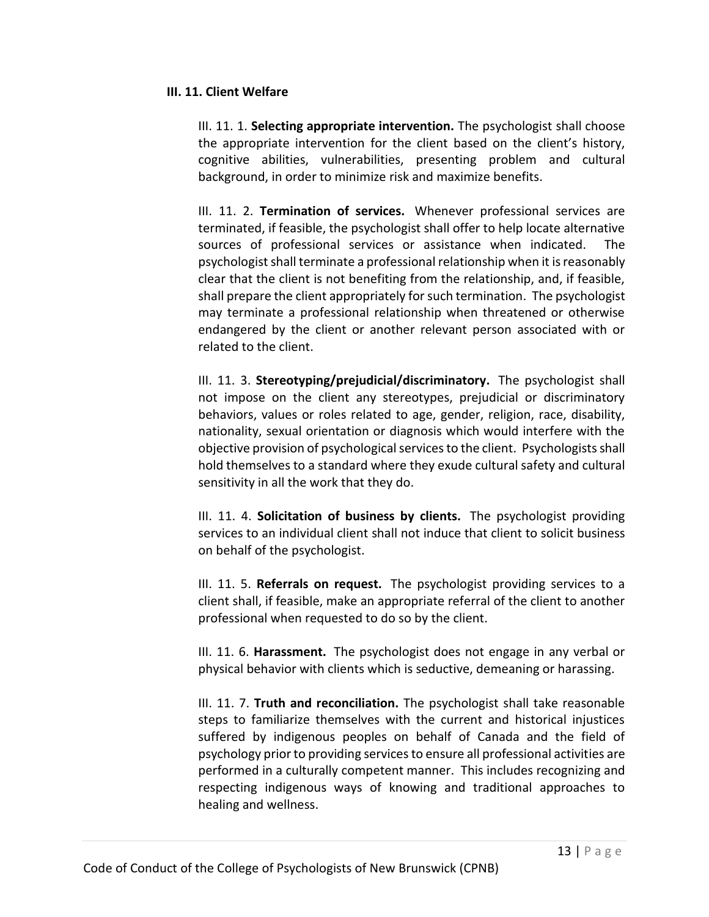### III. 11. Client Welfare

III. 11. 1. **Selecting appropriate intervention.** The psychologist shall choose the appropriate intervention for the client based on the client's history, cognitive abilities, vulnerabilities, presenting problem and cultural background, in order to minimize risk and maximize benefits.

III. 11. 2. **Termination of services.** Whenever professional services are terminated, if feasible, the psychologist shall offer to help locate alternative sources of professional services or assistance when indicated. The psychologist shall terminate a professional relationship when it is reasonably clear that the client is not benefiting from the relationship, and, if feasible, shall prepare the client appropriately for such termination. The psychologist may terminate a professional relationship when threatened or otherwise endangered by the client or another relevant person associated with or related to the client.

III. 11. 3. **Stereotyping/prejudicial/discriminatory.** The psychologist shall not impose on the client any stereotypes, prejudicial or discriminatory behaviors, values or roles related to age, gender, religion, race, disability, nationality, sexual orientation or diagnosis which would interfere with the objective provision of psychological services to the client. Psychologists shall hold themselves to a standard where they exude cultural safety and cultural sensitivity in all the work that they do.

III. 11. 4. **Solicitation of business by clients.** The psychologist providing services to an individual client shall not induce that client to solicit business on behalf of the psychologist.

III. 11. 5. **Referrals on request.** The psychologist providing services to a client shall, if feasible, make an appropriate referral of the client to another professional when requested to do so by the client.

III. 11. 6. **Harassment.** The psychologist does not engage in any verbal or physical behavior with clients which is seductive, demeaning or harassing.

III. 11. 7. **Truth and reconciliation.** The psychologist shall take reasonable steps to familiarize themselves with the current and historical injustices suffered by indigenous peoples on behalf of Canada and the field of psychology prior to providing services to ensure all professional activities are performed in a culturally competent manner. This includes recognizing and respecting indigenous ways of knowing and traditional approaches to healing and wellness.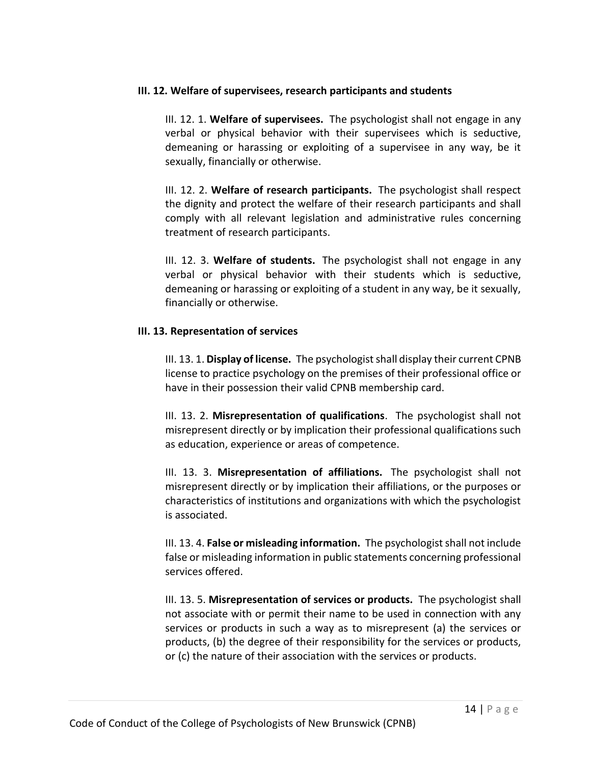**III. 12. Welfare of supervisees, research participants and students**

III. 12. 1. **Welfare of supervisees.** The psychologist shall not engage in any verbal or physical behavior with their supervisees which is seductive, demeaning or harassing or exploiting of a supervisee in any way, be it sexually, financially or otherwise.

III. 12. 2. **Welfare of research participants.** The psychologist shall respect the dignity and protect the welfare of their research participants and shall comply with all relevant legislation and administrative rules concerning treatment of research participants.

III. 12. 3. **Welfare of students.** The psychologist shall not engage in any verbal or physical behavior with their students which is seductive, demeaning or harassing or exploiting of a student in any way, be it sexually, financially or otherwise.

**III. 13. Representation of services**

III. 13. 1. **Display of license.** The psychologist shall display their current CPNB license to practice psychology on the premises of their professional office or have in their possession their valid CPNB membership card.

III. 13. 2. **Misrepresentation of qualifications**. The psychologist shall not misrepresent directly or by implication their professional qualifications such as education, experience or areas of competence.

III. 13. 3. **Misrepresentation of affiliations.** The psychologist shall not misrepresent directly or by implication their affiliations, or the purposes or characteristics of institutions and organizations with which the psychologist is associated.

III. 13. 4. **False or misleading information.** The psychologist shall not include false or misleading information in public statements concerning professional services offered.

III. 13. 5. **Misrepresentation of services or products.** The psychologist shall not associate with or permit their name to be used in connection with any services or products in such a way as to misrepresent (a) the services or products, (b) the degree of their responsibility for the services or products, or (c) the nature of their association with the services or products.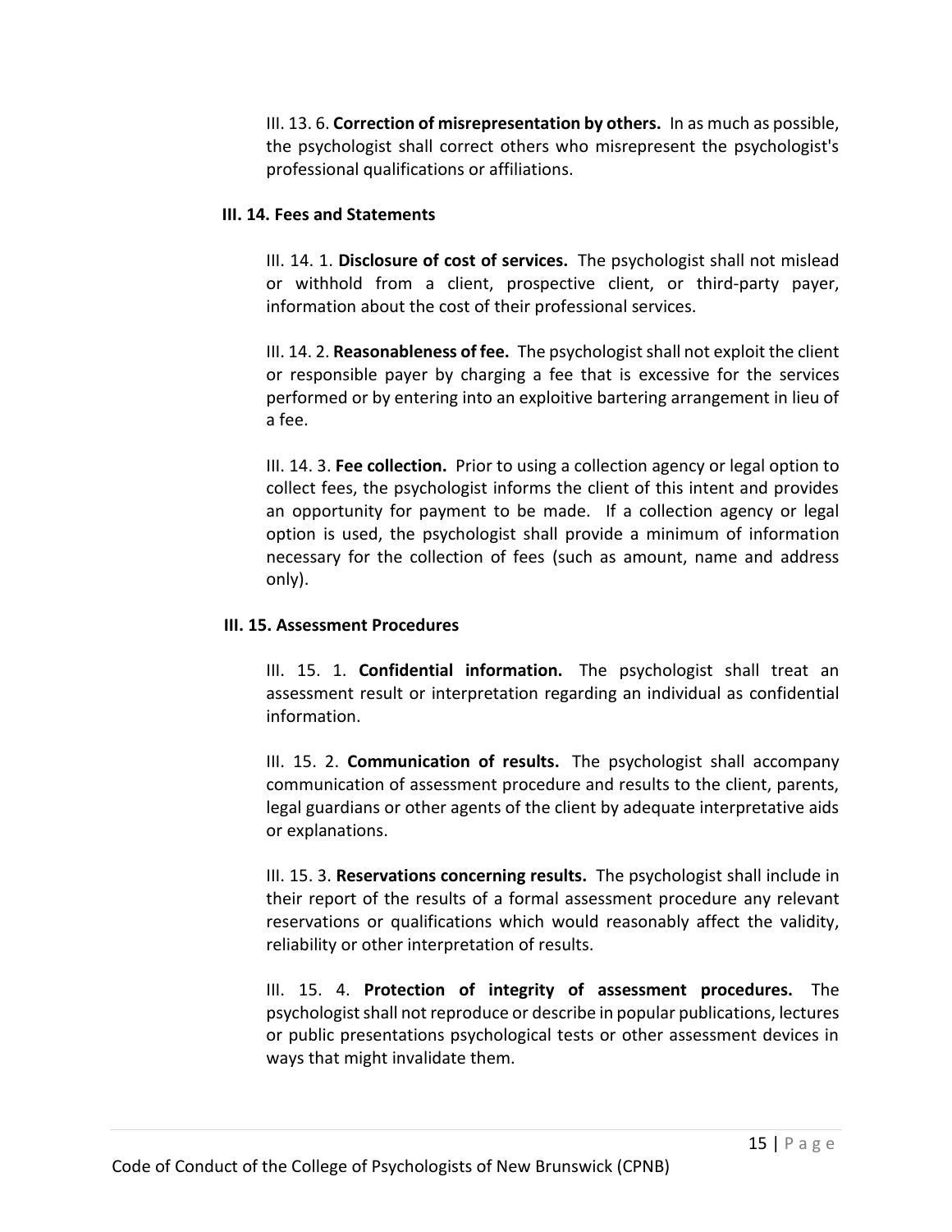III. 13. 6. **Correction of misrepresentation by others.** In as much as possible, the psychologist shall correct others who misrepresent the psychologist's professional qualifications or affiliations.

### III. 14. Fees and Statements

III. 14. 1. **Disclosure of cost of services.** The psychologist shall not mislead or withhold from a client, prospective client, or third-party payer, information about the cost of their professional services.

III. 14. 2. **Reasonableness of fee.** The psychologist shall not exploit the client or responsible payer by charging a fee that is excessive for the services performed or by entering into an exploitive bartering arrangement in lieu of a fee.

III. 14. 3. **Fee collection.** Prior to using a collection agency or legal option to collect fees, the psychologist informs the client of this intent and provides an opportunity for payment to be made. If a collection agency or legal option is used, the psychologist shall provide a minimum of information necessary for the collection of fees (such as amount, name and address only).

### III. 15. Assessment Procedures

III. 15. 1. **Confidential information.** The psychologist shall treat an assessment result or interpretation regarding an individual as confidential information.

III. 15. 2. **Communication of results.** The psychologist shall accompany communication of assessment procedure and results to the client, parents, legal guardians or other agents of the client by adequate interpretative aids or explanations.

III. 15. 3. **Reservations concerning results.** The psychologist shall include in their report of the results of a formal assessment procedure any relevant reservations or qualifications which would reasonably affect the validity, reliability or other interpretation of results.

III. 15. 4. **Protection of integrity of assessment procedures.** The psychologist shall not reproduce or describe in popular publications, lectures or public presentations psychological tests or other assessment devices in ways that might invalidate them.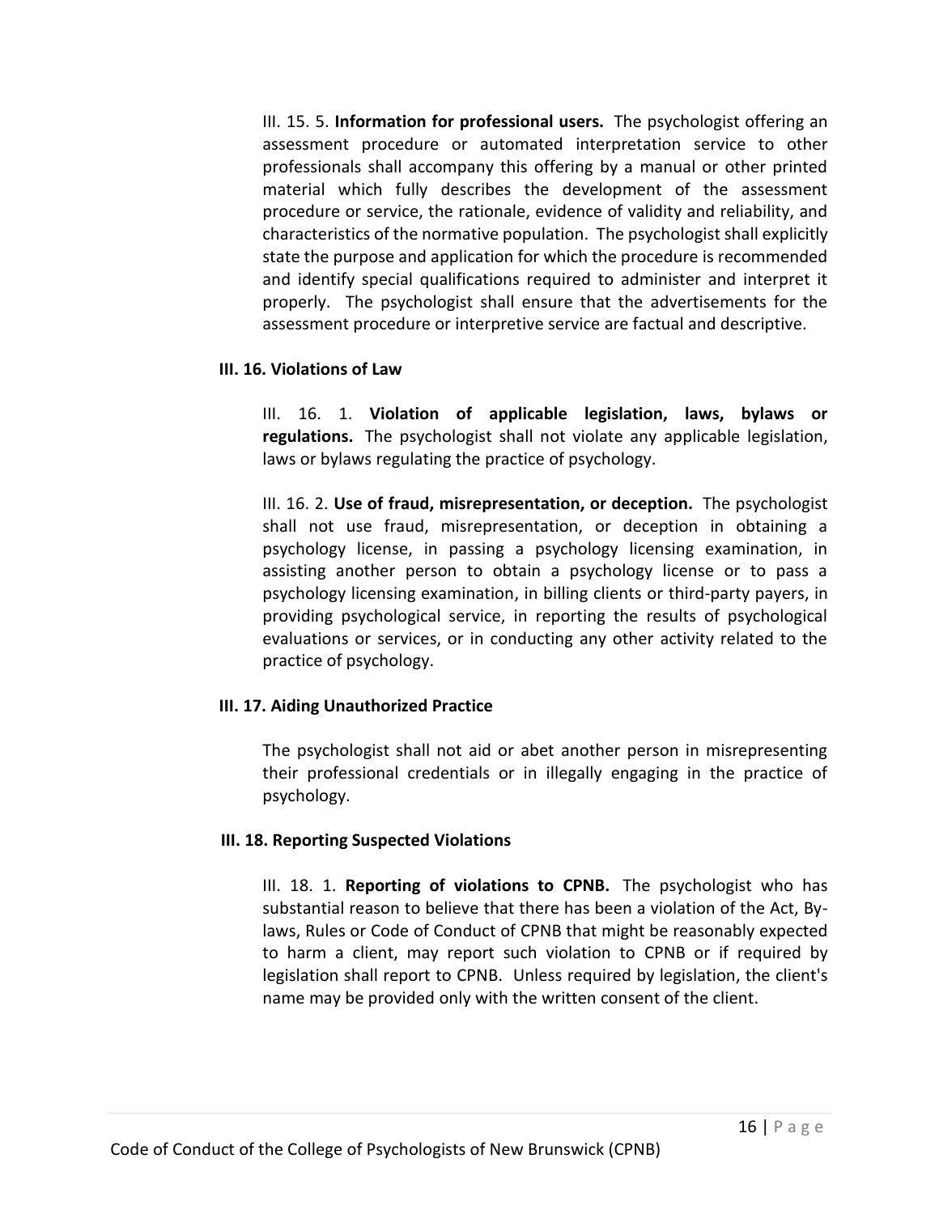III. 15. 5. **Information for professional users.** The psychologist offering an assessment procedure or automated interpretation service to other professionals shall accompany this offering by a manual or other printed material which fully describes the development of the assessment procedure or service, the rationale, evidence of validity and reliability, and characteristics of the normative population. The psychologist shall explicitly state the purpose and application for which the procedure is recommended and identify special qualifications required to administer and interpret it properly. The psychologist shall ensure that the advertisements for the assessment procedure or interpretive service are factual and descriptive.

### III. 16. Violations of Law

III. 16. 1. **Violation of applicable legislation, laws, bylaws or regulations.** The psychologist shall not violate any applicable legislation, laws or bylaws regulating the practice of psychology.

III. 16. 2. **Use of fraud, misrepresentation, or deception.** The psychologist shall not use fraud, misrepresentation, or deception in obtaining a psychology license, in passing a psychology licensing examination, in assisting another person to obtain a psychology license or to pass a psychology licensing examination, in billing clients or third-party payers, in providing psychological service, in reporting the results of psychological evaluations or services, or in conducting any other activity related to the practice of psychology.

### III. 17. Aiding Unauthorized Practice

The psychologist shall not aid or abet another person in misrepresenting their professional credentials or in illegally engaging in the practice of psychology.

### III. 18. Reporting Suspected Violations

III. 18. 1. **Reporting of violations to CPNB.** The psychologist who has substantial reason to believe that there has been a violation of the Act, By-laws, Rules or Code of Conduct of CPNB that might be reasonably expected to harm a client, may report such violation to CPNB or if required by legislation shall report to CPNB. Unless required by legislation, the client's name may be provided only with the written consent of the client.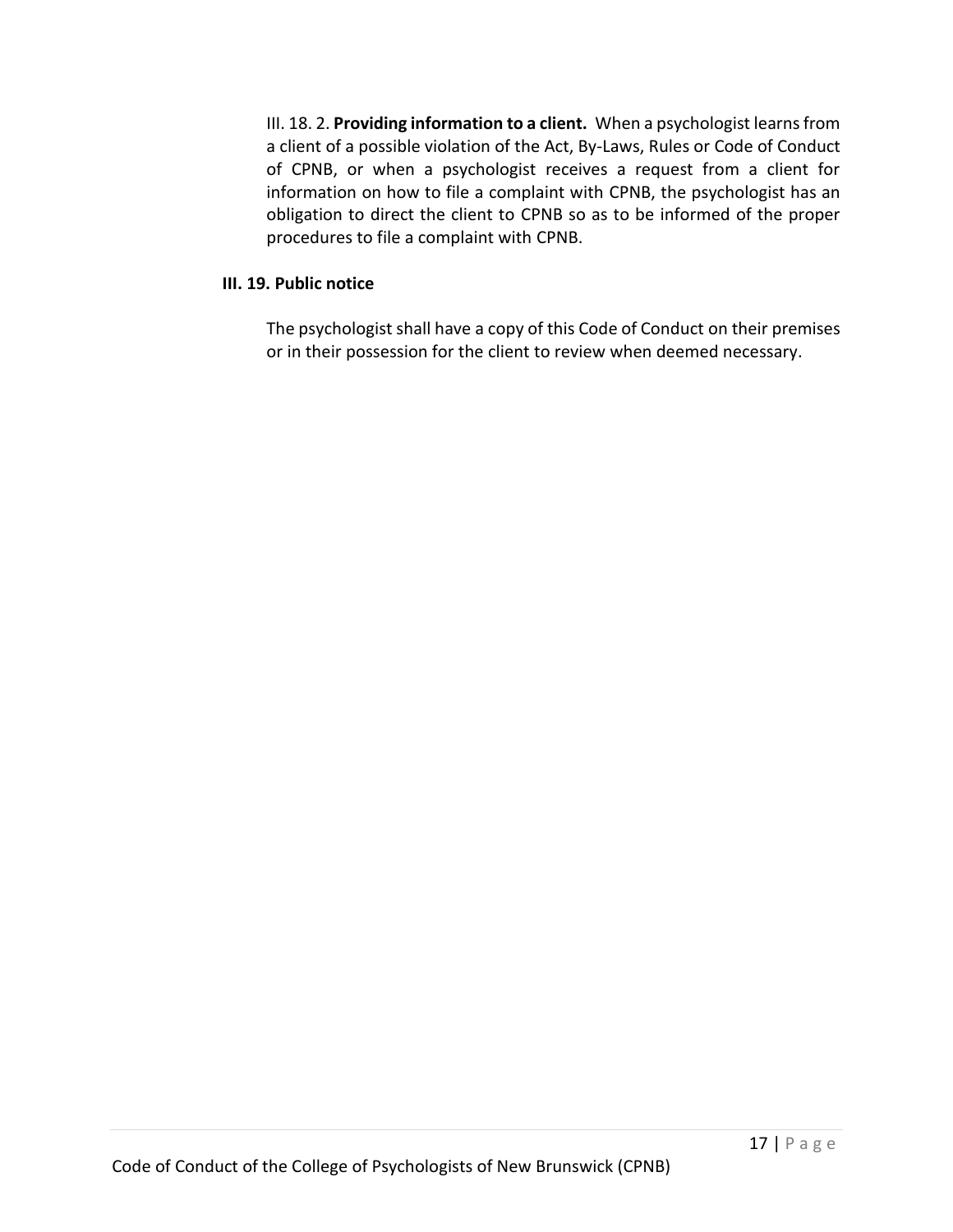III. 18. 2. **Providing information to a client.** When a psychologist learns from a client of a possible violation of the Act, By-Laws, Rules or Code of Conduct of CPNB, or when a psychologist receives a request from a client for information on how to file a complaint with CPNB, the psychologist has an obligation to direct the client to CPNB so as to be informed of the proper procedures to file a complaint with CPNB.

### III. 19. Public notice

The psychologist shall have a copy of this Code of Conduct on their premises or in their possession for the client to review when deemed necessary.